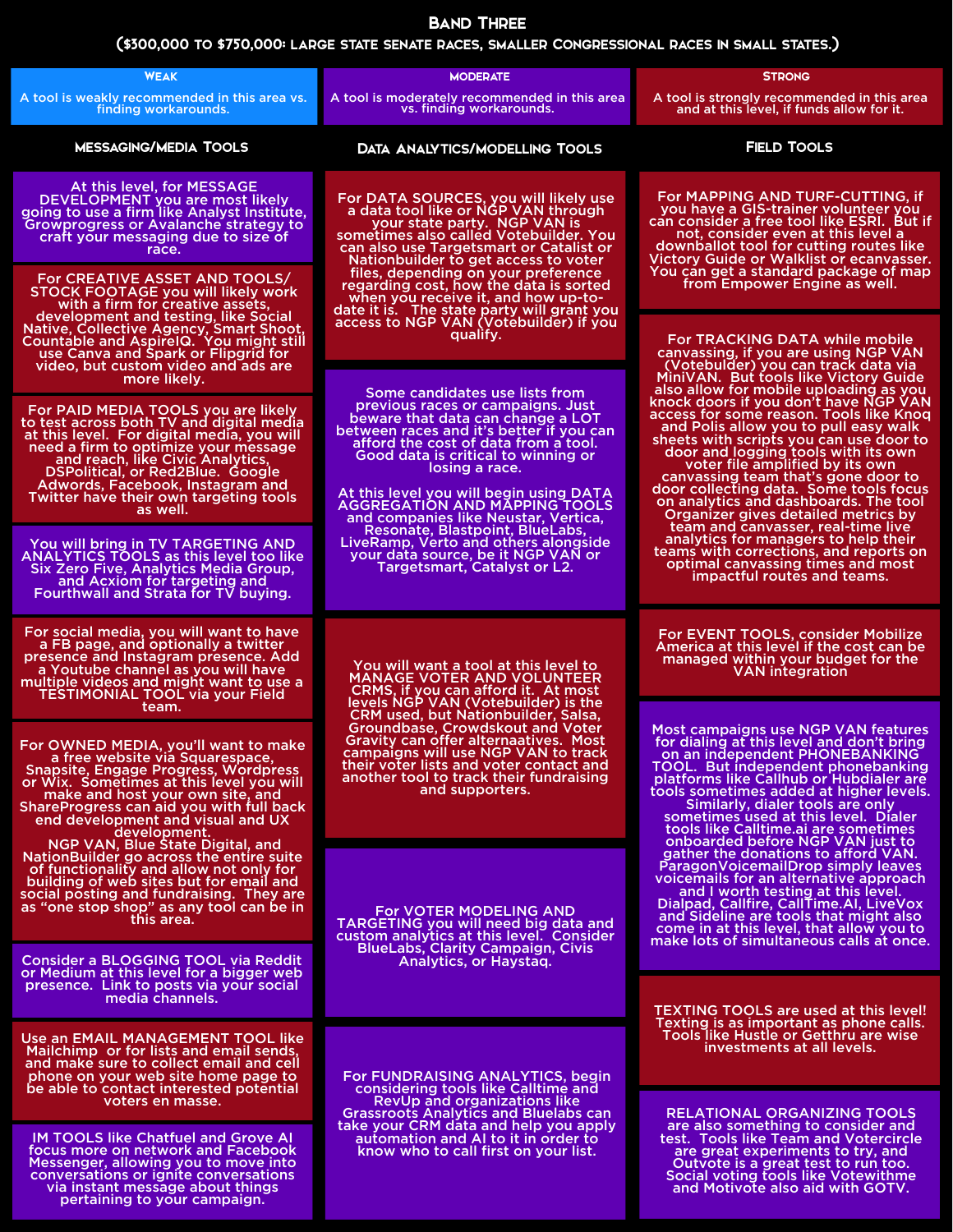# Band Three

## ($300,000 to $750,000: large state senate races, smaller Congressional races in small states.)

| Weak | Moderate | Strong |
| --- | --- | --- |
| A tool is weakly recommended in this area vs. finding workarounds. | A tool is moderately recommended in this area vs. finding workarounds. | A tool is strongly recommended in this area and at this level, if funds allow for it. |

### Messaging/Media Tools

At this level, for MESSAGE DEVELOPMENT you are most likely going to use a firm like Analyst Institute, Growprogress or Avalanche strategy to craft your messaging due to size of race.

For CREATIVE ASSET AND TOOLS/ STOCK FOOTAGE you will likely work with a firm for creative assets, development and testing, like Social Native, Collective Agency, Smart Shoot, Countable and AspireIQ. You might still use Canva and Spark or Flipgrid for video, but custom video and ads are more likely.

For PAID MEDIA TOOLS you are likely to test across both TV and digital media at this level. For digital media, you will need a firm to optimize your message and reach, like Civic Analytics, DSPolitical, or Red2Blue. Google Adwords, Facebook, Instagram and Twitter have their own targeting tools as well.

You will bring in TV TARGETING AND ANALYTICS TOOLS as this level too like Six Zero Five, Analytics Media Group, and Acxiom for targeting and Fourthwall and Strata for TV buying.

For social media, you will want to have a FB page, and optionally a twitter presence and Instagram presence. Add a Youtube channel as you will have multiple videos and might want to use a TESTIMONIAL TOOL via your Field team.

For OWNED MEDIA, you'll want to make a free website via Squarespace, Snapsite, Engage Progress, Wordpress or Wix. Sometimes at this level you will make and host your own site, and ShareProgress can aid you with full back end development and visual and UX development.
NGP VAN, Blue State Digital, and NationBuilder go across the entire suite of functionality and allow not only for building of web sites but for email and social posting and fundraising. They are as "one stop shop" as any tool can be in this area.

Consider a BLOGGING TOOL via Reddit or Medium at this level for a bigger web presence. Link to posts via your social media channels.

Use an EMAIL MANAGEMENT TOOL like Mailchimp or for lists and email sends, and make sure to collect email and cell phone on your web site home page to be able to contact interested potential voters en masse.

IM TOOLS like Chatfuel and Grove AI focus more on network and Facebook Messenger, allowing you to move into conversations or ignite conversations via instant message about things pertaining to your campaign.

### Data Analytics/Modelling Tools

For DATA SOURCES, you will likely use a data tool like or NGP VAN through your state party. NGP VAN is sometimes also called Votebuilder. You can also use Targetsmart or Catalist or Nationbuilder to get access to voter files, depending on your preference regarding cost, how the data is sorted when you receive it, and how up-to-date it is. The state party will grant you access to NGP VAN (Votebuilder) if you qualify.

Some candidates use lists from previous races or campaigns. Just beware that data can change a LOT between races and it's better if you can afford the cost of data from a tool. Good data is critical to winning or losing a race.

At this level you will begin using DATA AGGREGATION AND MAPPING TOOLS and companies like Neustar, Vertica, Resonate, Blastpoint, BlueLabs, LiveRamp, Verto and others alongside your data source, be it NGP VAN or Targetsmart, Catalyst or L2.

You will want a tool at this level to MANAGE VOTER AND VOLUNTEER CRMS, if you can afford it. At most levels NGP VAN (Votebuilder) is the CRM used, but Nationbuilder, Salsa, Groundbase, Crowdskout and Voter Gravity can offer alternatives. Most campaigns will use NGP VAN to track their voter lists and voter contact and another tool to track their fundraising and supporters.

For VOTER MODELING AND TARGETING you will need big data and custom analytics at this level. Consider BlueLabs, Clarity Campaign, Civis Analytics, or Haystaq.

For FUNDRAISING ANALYTICS, begin considering tools like Calltime and RevUp and organizations like Grassroots Analytics and Bluelabs can take your CRM data and help you apply automation and AI to it in order to know who to call first on your list.

### Field Tools

For MAPPING AND TURF-CUTTING, if you have a GIS-trainer volunteer you can consider a free tool like ESRI. But if not, consider even at this level a downballot tool for cutting routes like Victory Guide or Walklist or ecanvasser. You can get a standard package of map from Empower Engine as well.

For TRACKING DATA while mobile canvassing, if you are using NGP VAN (Votebuilder) you can track data via MiniVAN. But tools like Victory Guide also allow for mobile uploading as you knock doors if you don't have NGP VAN access for some reason. Tools like Knoq and Polis allow you to pull easy walk sheets with scripts you can use door to door and logging tools with its own voter file amplified by its own canvassing team that's gone door to door collecting data. Some tools focus on analytics and dashboards. The tool Organizer gives detailed metrics by team and canvasser, real-time live analytics for managers to help their teams with corrections, and reports on optimal canvassing times and most impactful routes and teams.

For EVENT TOOLS, consider Mobilize America at this level if the cost can be managed within your budget for the VAN integration

Most campaigns use NGP VAN features for dialing at this level and don't bring on an independent PHONEBANKING TOOL. But independent phonebanking platforms like Callhub or Hubdialer are tools sometimes added at higher levels. Similarly, dialer tools are only sometimes used at this level. Dialer tools like Calltime.ai are sometimes onboarded before NGP VAN just to gather the donations to afford VAN. ParagonVoicemailDrop simply leaves voicemails for an alternative approach and I worth testing at this level. Dialpad, Callfire, CallTime.AI, LiveVox and Sideline are tools that might also come in at this level, that allow you to make lots of simultaneous calls at once.

TEXTING TOOLS are used at this level! Texting is as important as phone calls. Tools like Hustle or Getthru are wise investments at all levels.

RELATIONAL ORGANIZING TOOLS are also something to consider and test. Tools like Team and Votercircle are great experiments to try, and Outvote is a great test to run too. Social voting tools like Votewithme and Motivote also aid with GOTV.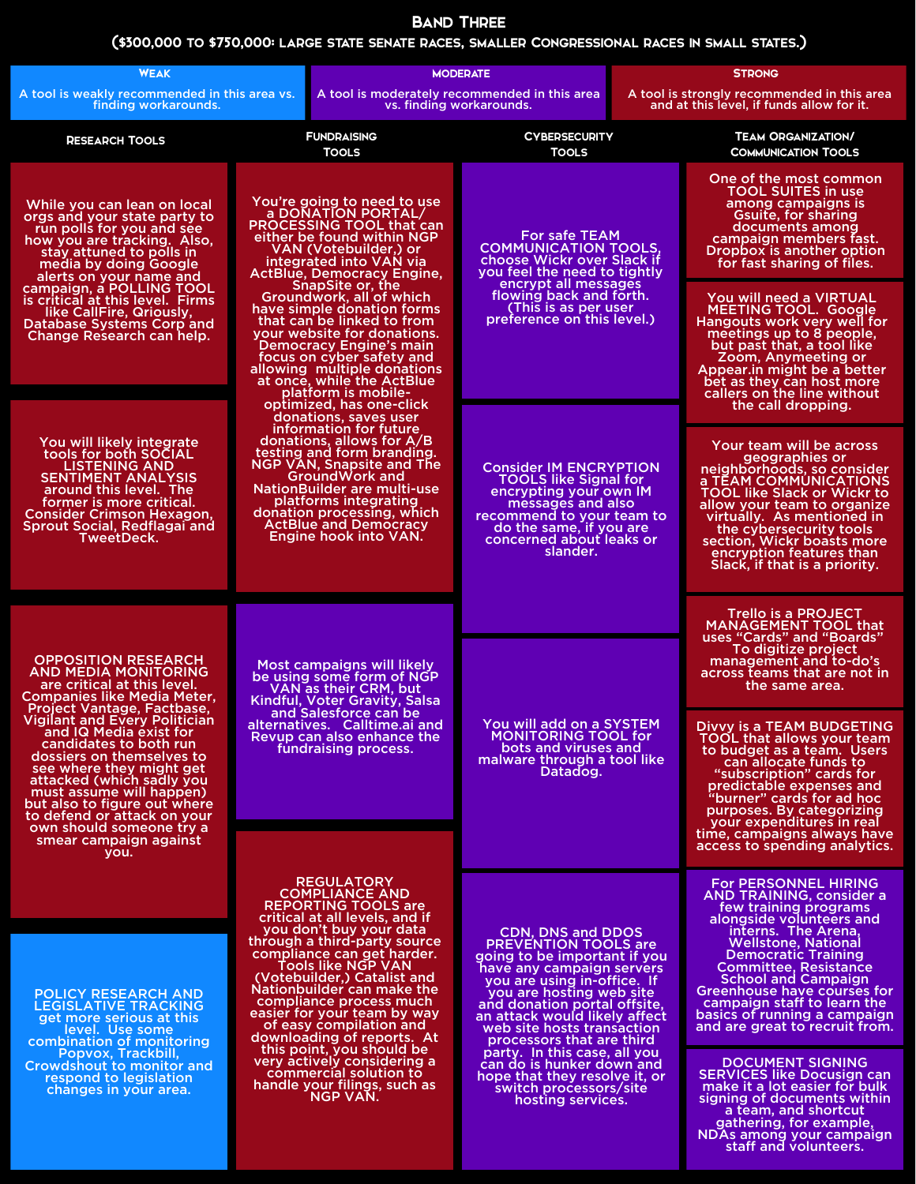# Band Three

## ($300,000 to $750,000: large state senate races, smaller Congressional races in small states.)

**Weak** — A tool is weakly recommended in this area vs. finding workarounds.

**Moderate** — A tool is moderately recommended in this area vs. finding workarounds.

**Strong** — A tool is strongly recommended in this area and at this level, if funds allow for it.

### Research Tools

While you can lean on local orgs and your state party to run polls for you and see how you are tracking. Also, stay attuned to polls in media by doing Google alerts on your name and campaign, a POLLING TOOL is critical at this level. Firms like CallFire, Qriously, Database Systems Corp and Change Research can help.

You will likely integrate tools for both SOCIAL LISTENING AND SENTIMENT ANALYSIS around this level. The former is more critical. Consider Crimson Hexagon, Sprout Social, Redflagai and TweetDeck.

OPPOSITION RESEARCH AND MEDIA MONITORING are critical at this level. Companies like Media Meter, Project Vantage, Factbase, Vigilant and Every Politician and IQ Media exist for candidates to both run dossiers on themselves to see where they might get attacked (which sadly you must assume will happen) but also to figure out where to defend or attack on your own should someone try a smear campaign against you.

POLICY RESEARCH AND LEGISLATIVE TRACKING get more serious at this level. Use some combination of monitoring Popvox, Trackbill, Crowdshout to monitor and respond to legislation changes in your area.

### Fundraising Tools

You're going to need to use a DONATION PORTAL/ PROCESSING TOOL that can either be found within NGP VAN (Votebuilder,) or integrated into VAN via ActBlue, Democracy Engine, SnapSite or, the Groundwork, all of which have simple donation forms that can be linked to from your website for donations. Democracy Engine's main focus on cyber safety and allowing multiple donations at once, while the ActBlue platform is mobile-optimized, has one-click donations, saves user information for future donations, allows for A/B testing and form branding. NGP VAN, Snapsite and The GroundWork and NationBuilder are multi-use platforms integrating donation processing, which ActBlue and Democracy Engine hook into VAN.

Most campaigns will likely be using some form of NGP VAN as their CRM, but Kindful, Voter Gravity, Salsa and Salesforce can be alternatives. Calltime.ai and Revup can also enhance the fundraising process.

REGULATORY COMPLIANCE AND REPORTING TOOLS are critical at all levels, and if you don't buy your data through a third-party source compliance can get harder. Tools like NGP VAN (Votebuilder), Catalist and Nationbuilder can make the compliance process much easier for your team by way of easy compilation and downloading of reports. At this point, you should be very actively considering a commercial solution to handle your filings, such as NGP VAN.

### Cybersecurity Tools

For safe TEAM COMMUNICATION TOOLS, choose Wickr over Slack if you feel the need to tightly encrypt all messages flowing back and forth. (This is as per user preference on this level.)

Consider IM ENCRYPTION TOOLS like Signal for encrypting your own IM messages and also recommend to your team to do the same, if you are concerned about leaks or slander.

You will add on a SYSTEM MONITORING TOOL for bots and viruses and malware through a tool like Datadog.

CDN, DNS and DDOS PREVENTION TOOLS are going to be important if you have any campaign servers you are using in-office. If you are hosting web site and donation portal offsite, an attack would likely affect web site hosts transaction processors that are third party. In this case, all you can do is hunker down and hope that they resolve it, or switch processors/site hosting services.

### Team Organization/ Communication Tools

One of the most common TOOL SUITES in use among campaigns is Gsuite, for sharing documents among campaign members fast. Dropbox is another option for fast sharing of files.

You will need a VIRTUAL MEETING TOOL. Google Hangouts work very well for meetings up to 8 people, but past that, a tool like Zoom, Anymeeting or Appear.in might be a better bet as they can host more callers on the line without the call dropping.

Your team will be across geographies or neighborhoods, so consider a TEAM COMMUNICATIONS TOOL like Slack or Wickr to allow your team to organize virtually. As mentioned in the cybersecurity tools section, Wickr boasts more encryption features than Slack, if that is a priority.

Trello is a PROJECT MANAGEMENT TOOL that uses "Cards" and "Boards" To digitize project management and to-do's across teams that are not in the same area.

Divvy is a TEAM BUDGETING TOOL that allows your team to budget as a team. Users can allocate funds to "subscription" cards for predictable expenses and "burner" cards for ad hoc purposes. By categorizing your expenditures in real time, campaigns always have access to spending analytics.

For PERSONNEL HIRING AND TRAINING, consider a few training programs alongside volunteers and interns. The Arena, Wellstone, National Democratic Training Committee, Resistance School and Campaign Greenhouse have courses for campaign staff to learn the basics of running a campaign and are great to recruit from.

DOCUMENT SIGNING SERVICES like Docusign can make it a lot easier for bulk signing of documents within a team, and shortcut gathering, for example, NDAs among your campaign staff and volunteers.